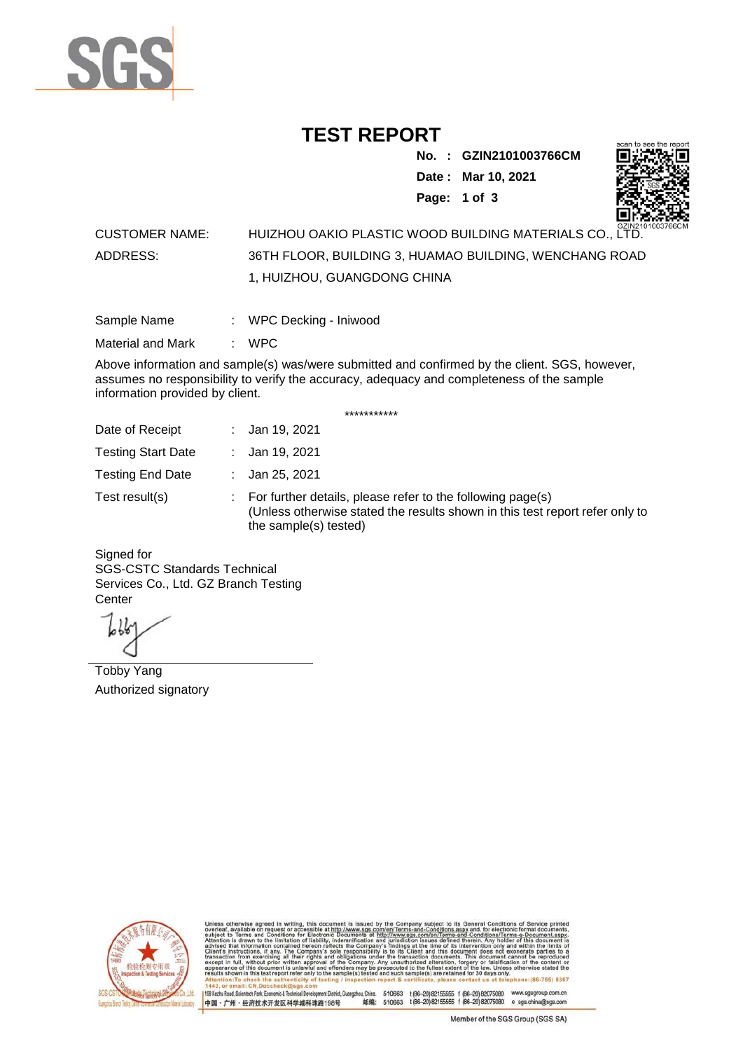# TEST REPORT

**No. : GZIN2101003766CM**

**Date : Mar 10, 2021**

CUSTOMER NAME: HUIZHOU OAKIO PLASTIC WOOD BUILDING MATERIALS CO., LTD.

ADDRESS: 36TH FLOOR, BUILDING 3, HUAMAO BUILDING, WENCHANG ROAD 1, HUIZHOU, GUANGDONG CHINA

Sample Name : WPC Decking - Iniwood

Material and Mark : WPC

Above information and sample(s) was/were submitted and confirmed by the client. SGS, however, assumes no responsibility to verify the accuracy, adequacy and completeness of the sample information provided by client.

***********

Date of Receipt : Jan 19, 2021

Testing Start Date : Jan 19, 2021

Testing End Date : Jan 25, 2021

Test result(s) : For further details, please refer to the following page(s)
(Unless otherwise stated the results shown in this test report refer only to the sample(s) tested)

Signed for
SGS-CSTC Standards Technical Services Co., Ltd. GZ Branch Testing Center

Tobby Yang
Authorized signatory

Unless otherwise agreed in writing, this document is issued by the Company subject to its General Conditions of Service printed overleaf, available on request or accessible at http://www.sgs.com/en/Terms-and-Conditions.aspx and, for electronic format documents, subject to Terms and Conditions for Electronic Documents at http://www.sgs.com/en/Terms-and-Conditions/Terms-e-Document.aspx. Attention is drawn to the limitation of liability, indemnification and jurisdiction issues defined therein. Any holder of this document is advised that information contained hereon reflects the Company's findings at the time of its intervention only and within the limits of Client's instructions, if any. The Company's sole responsibility is to its Client and this document does not exonerate parties to a transaction from exercising all their rights and obligations under the transaction documents. This document cannot be reproduced except in full, without prior written approval of the Company. Any unauthorized alteration, forgery or falsification of the content or appearance of this document is unlawful and offenders may be prosecuted to the fullest extent of the law. Unless otherwise stated the results shown in this test report refer only to the sample(s) tested and such sample(s) are retained for 30 days only.
Attention: To check the authenticity of testing / inspection report & certificate, please contact us at telephone: (86-755) 8307 1443, or email: CN.Doccheck@sgs.com

198 Kezhu Road, Scientech Park, Economic & Technical Development District, Guangzhou, China. 510663 t (86-20) 82155555 f (86-20) 82075080 www.sgsgroup.com.cn
中国・广州・经济技术开发区科学城科珠路198号 邮编: 510663 t (86-20) 82155555 f (86-20) 82075080 e sgs.china@sgs.com

Member of the SGS Group (SGS SA)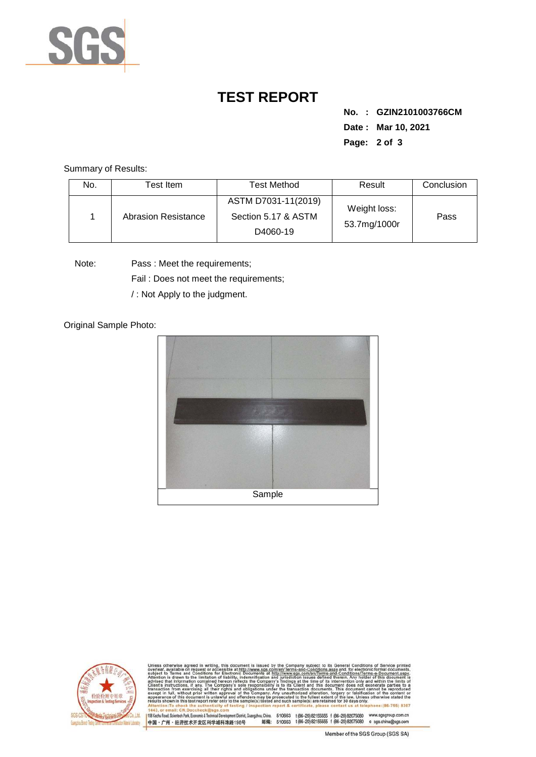# TEST REPORT

**No. : GZIN2101003766CM**

**Date : Mar 10, 2021**

Summary of Results:

| No. | Test Item | Test Method | Result | Conclusion |
|---|---|---|---|---|
| 1 | Abrasion Resistance | ASTM D7031-11(2019) Section 5.17 & ASTM D4060-19 | Weight loss: 53.7mg/1000r | Pass |

Note: Pass : Meet the requirements;

Fail : Does not meet the requirements;

/ : Not Apply to the judgment.

Original Sample Photo:

Sample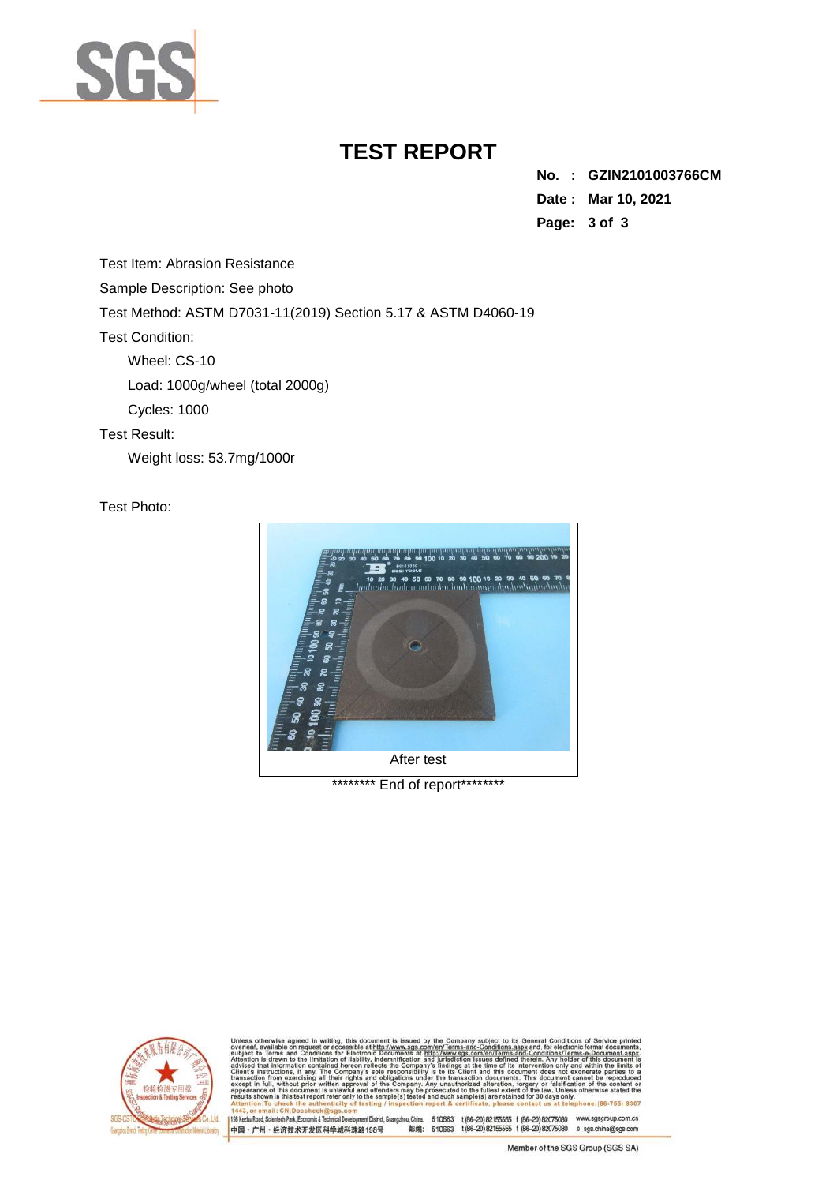# TEST REPORT

**No. : GZIN2101003766CM**
**Date : Mar 10, 2021**

Test Item: Abrasion Resistance

Sample Description: See photo

Test Method: ASTM D7031-11(2019) Section 5.17 & ASTM D4060-19

Test Condition:

Wheel: CS-10

Load: 1000g/wheel (total 2000g)

Cycles: 1000

Test Result:

Weight loss: 53.7mg/1000r

Test Photo:

After test

******** End of report********